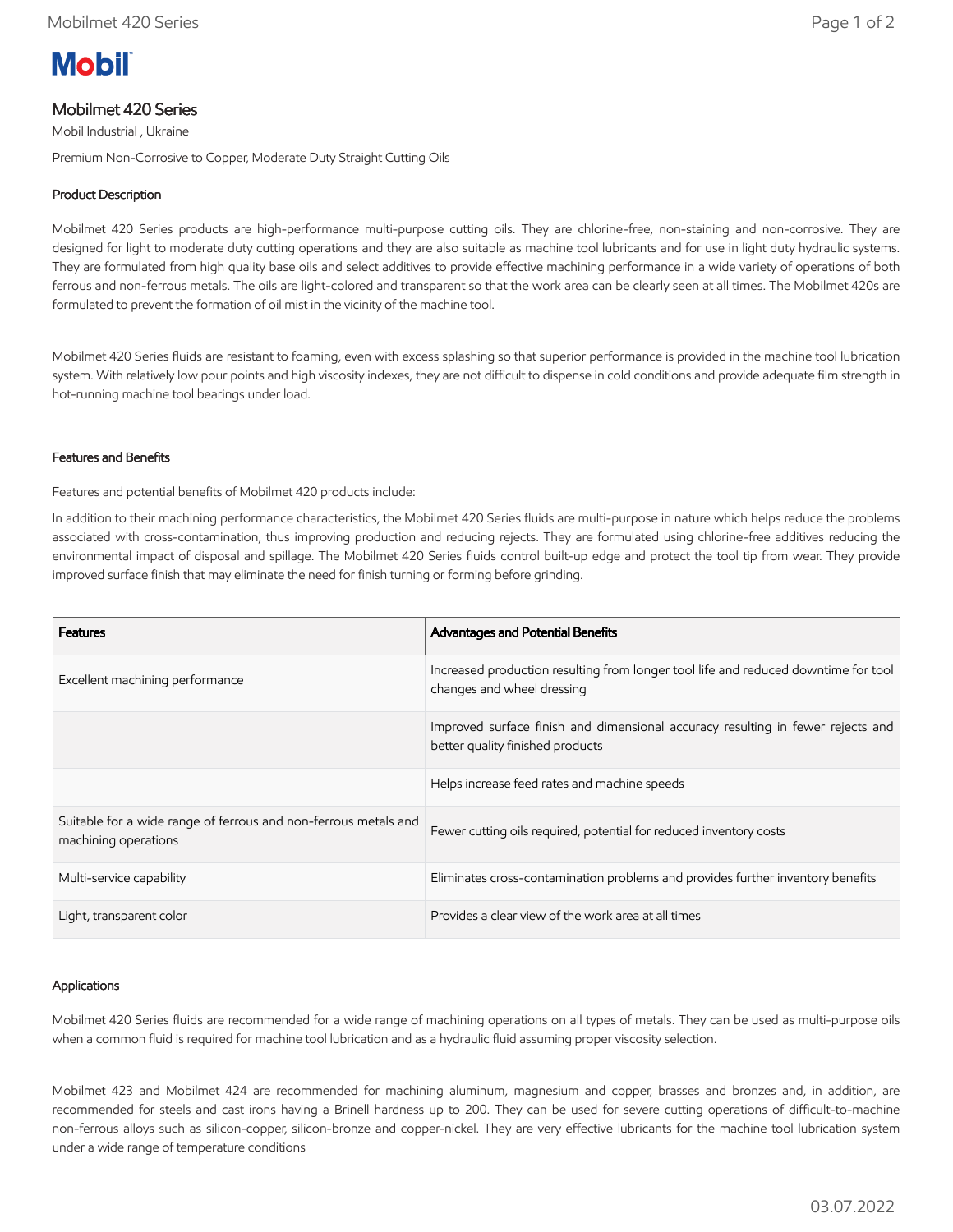Mobil

# Mobilmet 420 Series

Mobil Industrial , Ukraine

Premium Non-Corrosive to Copper, Moderate Duty Straight Cutting Oils

## Product Description

Mobilmet 420 Series products are high-performance multi-purpose cutting oils. They are chlorine-free, non-staining and non-corrosive. They are designed for light to moderate duty cutting operations and they are also suitable as machine tool lubricants and for use in light duty hydraulic systems. They are formulated from high quality base oils and select additives to provide effective machining performance in a wide variety of operations of both ferrous and non-ferrous metals. The oils are light-colored and transparent so that the work area can be clearly seen at all times. The Mobilmet 420s are formulated to prevent the formation of oil mist in the vicinity of the machine tool.

Mobilmet 420 Series fluids are resistant to foaming, even with excess splashing so that superior performance is provided in the machine tool lubrication system. With relatively low pour points and high viscosity indexes, they are not difficult to dispense in cold conditions and provide adequate film strength in hot-running machine tool bearings under load.

## Features and Benefits

Features and potential benefits of Mobilmet 420 products include:

In addition to their machining performance characteristics, the Mobilmet 420 Series fluids are multi-purpose in nature which helps reduce the problems associated with cross-contamination, thus improving production and reducing rejects. They are formulated using chlorine-free additives reducing the environmental impact of disposal and spillage. The Mobilmet 420 Series fluids control built-up edge and protect the tool tip from wear. They provide improved surface finish that may eliminate the need for finish turning or forming before grinding.

| Features | Advantages and Potential Benefits |
| --- | --- |
| Excellent machining performance | Increased production resulting from longer tool life and reduced downtime for tool changes and wheel dressing |
| | Improved surface finish and dimensional accuracy resulting in fewer rejects and better quality finished products |
| | Helps increase feed rates and machine speeds |
| Suitable for a wide range of ferrous and non-ferrous metals and machining operations | Fewer cutting oils required, potential for reduced inventory costs |
| Multi-service capability | Eliminates cross-contamination problems and provides further inventory benefits |
| Light, transparent color | Provides a clear view of the work area at all times |

## Applications

Mobilmet 420 Series fluids are recommended for a wide range of machining operations on all types of metals. They can be used as multi-purpose oils when a common fluid is required for machine tool lubrication and as a hydraulic fluid assuming proper viscosity selection.

Mobilmet 423 and Mobilmet 424 are recommended for machining aluminum, magnesium and copper, brasses and bronzes and, in addition, are recommended for steels and cast irons having a Brinell hardness up to 200. They can be used for severe cutting operations of difficult-to-machine non-ferrous alloys such as silicon-copper, silicon-bronze and copper-nickel. They are very effective lubricants for the machine tool lubrication system under a wide range of temperature conditions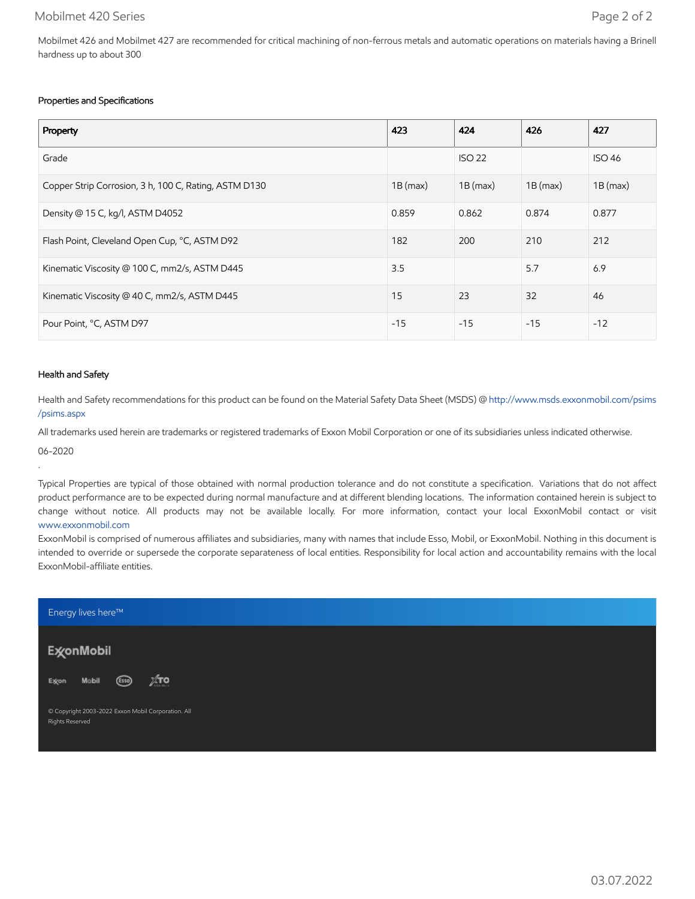Mobilmet 426 and Mobilmet 427 are recommended for critical machining of non-ferrous metals and automatic operations on materials having a Brinell hardness up to about 300

### Properties and Specifications

| Property | 423 | 424 | 426 | 427 |
|---|---|---|---|---|
| Grade | | ISO 22 | | ISO 46 |
| Copper Strip Corrosion, 3 h, 100 C, Rating, ASTM D130 | 1B (max) | 1B (max) | 1B (max) | 1B (max) |
| Density @ 15 C, kg/l, ASTM D4052 | 0.859 | 0.862 | 0.874 | 0.877 |
| Flash Point, Cleveland Open Cup, °C, ASTM D92 | 182 | 200 | 210 | 212 |
| Kinematic Viscosity @ 100 C, mm2/s, ASTM D445 | 3.5 | | 5.7 | 6.9 |
| Kinematic Viscosity @ 40 C, mm2/s, ASTM D445 | 15 | 23 | 32 | 46 |
| Pour Point, °C, ASTM D97 | -15 | -15 | -15 | -12 |

### Health and Safety

Health and Safety recommendations for this product can be found on the Material Safety Data Sheet (MSDS) @ http://www.msds.exxonmobil.com/psims/psims.aspx

All trademarks used herein are trademarks or registered trademarks of Exxon Mobil Corporation or one of its subsidiaries unless indicated otherwise.

06-2020

.

Typical Properties are typical of those obtained with normal production tolerance and do not constitute a specification. Variations that do not affect product performance are to be expected during normal manufacture and at different blending locations. The information contained herein is subject to change without notice. All products may not be available locally. For more information, contact your local ExxonMobil contact or visit www.exxonmobil.com

ExxonMobil is comprised of numerous affiliates and subsidiaries, many with names that include Esso, Mobil, or ExxonMobil. Nothing in this document is intended to override or supersede the corporate separateness of local entities. Responsibility for local action and accountability remains with the local ExxonMobil-affiliate entities.

Energy lives here™

ExxonMobil

Exxon Mobil Esso XTO

© Copyright 2003-2022 Exxon Mobil Corporation. All Rights Reserved